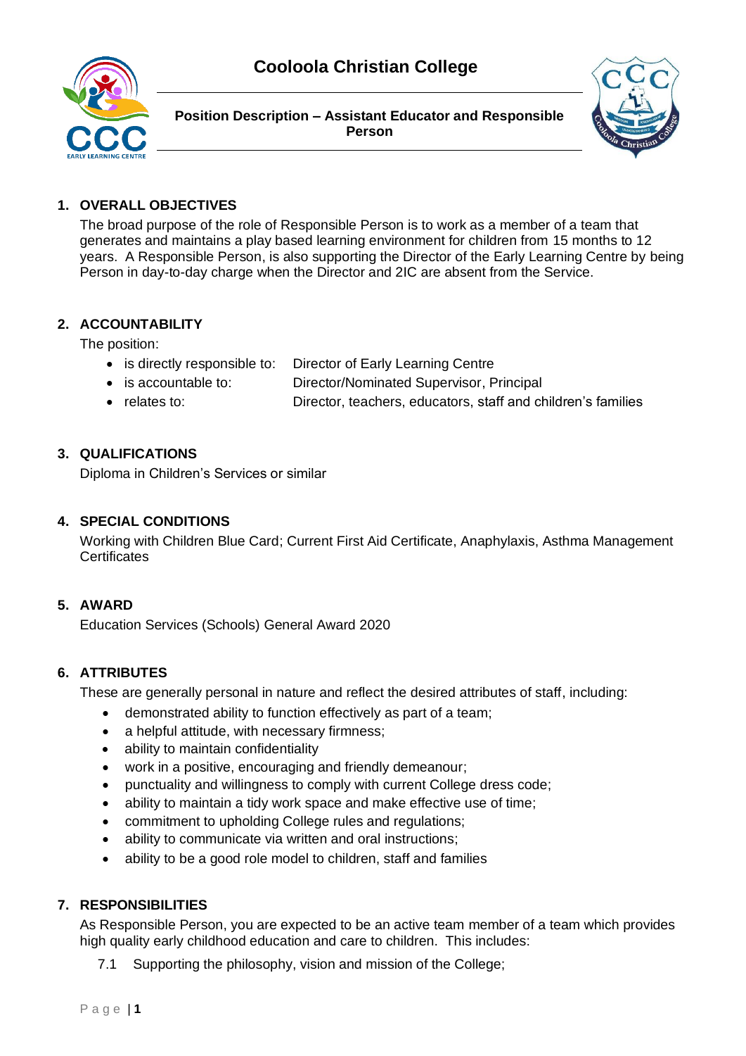# Cooloola Christian College

**Position Description – Assistant Educator and Responsible Person**

## 1. OVERALL OBJECTIVES

The broad purpose of the role of Responsible Person is to work as a member of a team that generates and maintains a play based learning environment for children from 15 months to 12 years. A Responsible Person, is also supporting the Director of the Early Learning Centre by being Person in day-to-day charge when the Director and 2IC are absent from the Service.

## 2. ACCOUNTABILITY

The position:

- is directly responsible to: Director of Early Learning Centre
- is accountable to: Director/Nominated Supervisor, Principal
- relates to: Director, teachers, educators, staff and children's families

## 3. QUALIFICATIONS

Diploma in Children's Services or similar

## 4. SPECIAL CONDITIONS

Working with Children Blue Card; Current First Aid Certificate, Anaphylaxis, Asthma Management Certificates

## 5. AWARD

Education Services (Schools) General Award 2020

## 6. ATTRIBUTES

These are generally personal in nature and reflect the desired attributes of staff, including:

- demonstrated ability to function effectively as part of a team;
- a helpful attitude, with necessary firmness;
- ability to maintain confidentiality
- work in a positive, encouraging and friendly demeanour;
- punctuality and willingness to comply with current College dress code;
- ability to maintain a tidy work space and make effective use of time;
- commitment to upholding College rules and regulations;
- ability to communicate via written and oral instructions;
- ability to be a good role model to children, staff and families

## 7. RESPONSIBILITIES

As Responsible Person, you are expected to be an active team member of a team which provides high quality early childhood education and care to children. This includes:

7.1 Supporting the philosophy, vision and mission of the College;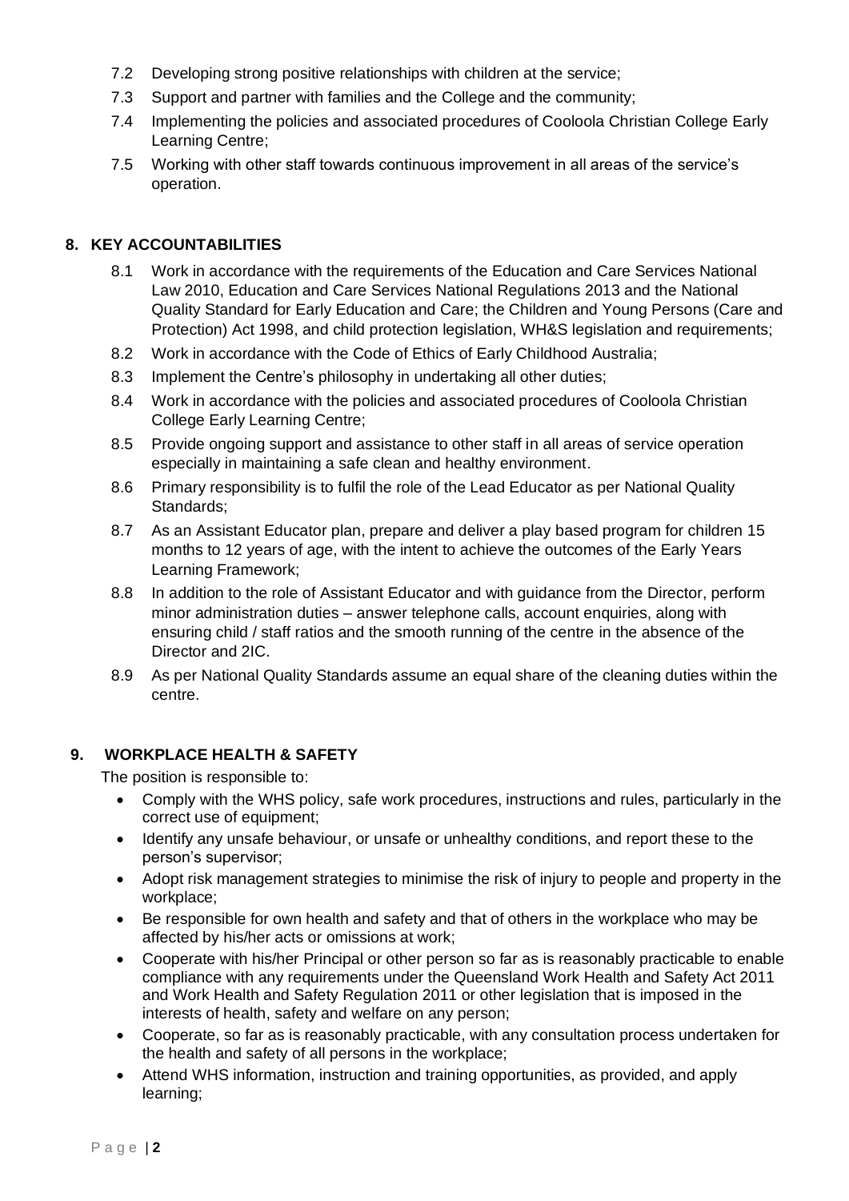7.2 Developing strong positive relationships with children at the service;

7.3 Support and partner with families and the College and the community;

7.4 Implementing the policies and associated procedures of Cooloola Christian College Early Learning Centre;

7.5 Working with other staff towards continuous improvement in all areas of the service's operation.

## 8. KEY ACCOUNTABILITIES

8.1 Work in accordance with the requirements of the Education and Care Services National Law 2010, Education and Care Services National Regulations 2013 and the National Quality Standard for Early Education and Care; the Children and Young Persons (Care and Protection) Act 1998, and child protection legislation, WH&S legislation and requirements;

8.2 Work in accordance with the Code of Ethics of Early Childhood Australia;

8.3 Implement the Centre's philosophy in undertaking all other duties;

8.4 Work in accordance with the policies and associated procedures of Cooloola Christian College Early Learning Centre;

8.5 Provide ongoing support and assistance to other staff in all areas of service operation especially in maintaining a safe clean and healthy environment.

8.6 Primary responsibility is to fulfil the role of the Lead Educator as per National Quality Standards;

8.7 As an Assistant Educator plan, prepare and deliver a play based program for children 15 months to 12 years of age, with the intent to achieve the outcomes of the Early Years Learning Framework;

8.8 In addition to the role of Assistant Educator and with guidance from the Director, perform minor administration duties – answer telephone calls, account enquiries, along with ensuring child / staff ratios and the smooth running of the centre in the absence of the Director and 2IC.

8.9 As per National Quality Standards assume an equal share of the cleaning duties within the centre.

## 9. WORKPLACE HEALTH & SAFETY

The position is responsible to:

- Comply with the WHS policy, safe work procedures, instructions and rules, particularly in the correct use of equipment;
- Identify any unsafe behaviour, or unsafe or unhealthy conditions, and report these to the person's supervisor;
- Adopt risk management strategies to minimise the risk of injury to people and property in the workplace;
- Be responsible for own health and safety and that of others in the workplace who may be affected by his/her acts or omissions at work;
- Cooperate with his/her Principal or other person so far as is reasonably practicable to enable compliance with any requirements under the Queensland Work Health and Safety Act 2011 and Work Health and Safety Regulation 2011 or other legislation that is imposed in the interests of health, safety and welfare on any person;
- Cooperate, so far as is reasonably practicable, with any consultation process undertaken for the health and safety of all persons in the workplace;
- Attend WHS information, instruction and training opportunities, as provided, and apply learning;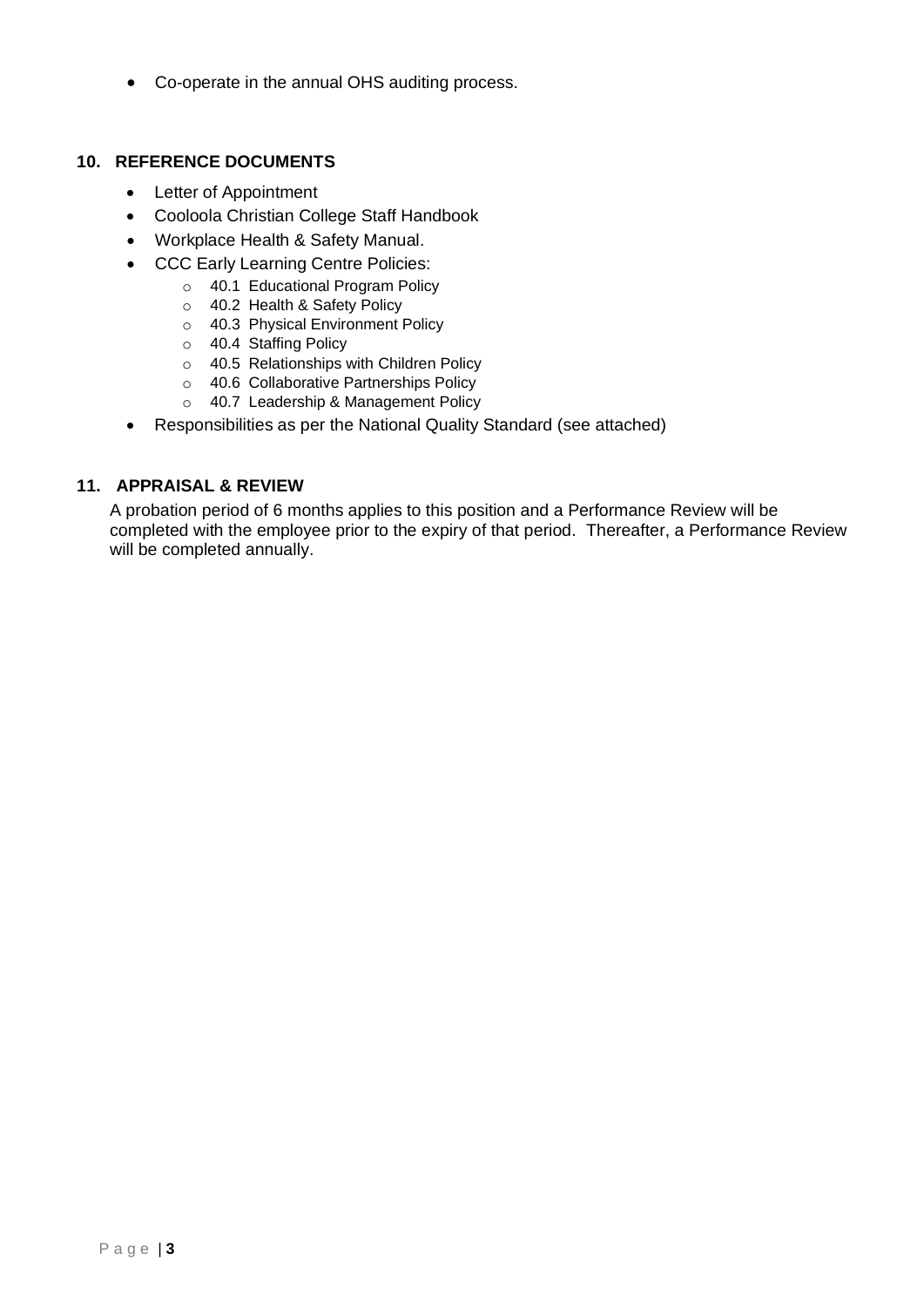- Co-operate in the annual OHS auditing process.

## 10. REFERENCE DOCUMENTS

- Letter of Appointment
- Cooloola Christian College Staff Handbook
- Workplace Health & Safety Manual.
- CCC Early Learning Centre Policies:
  - 40.1 Educational Program Policy
  - 40.2 Health & Safety Policy
  - 40.3 Physical Environment Policy
  - 40.4 Staffing Policy
  - 40.5 Relationships with Children Policy
  - 40.6 Collaborative Partnerships Policy
  - 40.7 Leadership & Management Policy
- Responsibilities as per the National Quality Standard (see attached)

## 11. APPRAISAL & REVIEW

A probation period of 6 months applies to this position and a Performance Review will be completed with the employee prior to the expiry of that period. Thereafter, a Performance Review will be completed annually.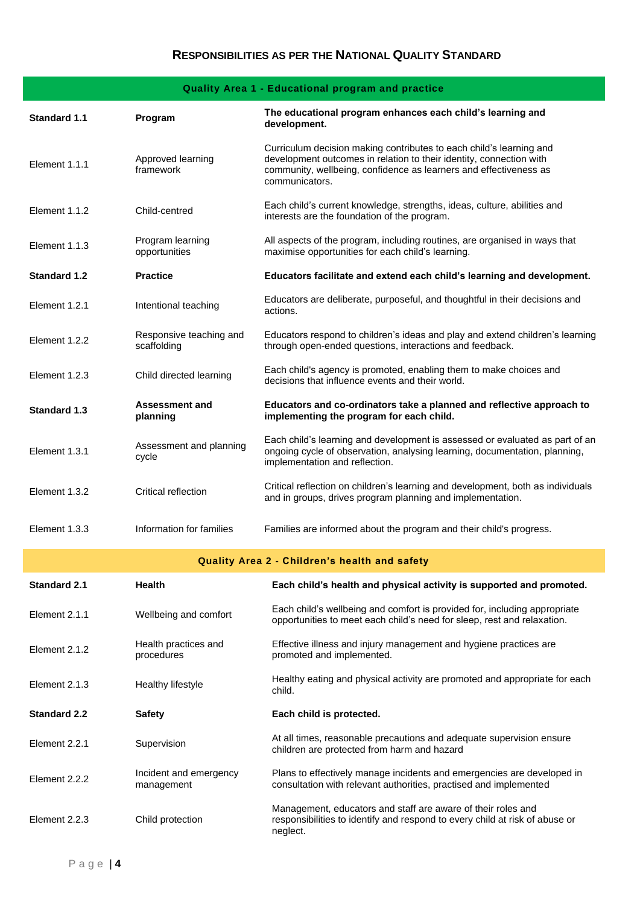## RESPONSIBILITIES AS PER THE NATIONAL QUALITY STANDARD

| Quality Area 1 - Educational program and practice | | |
|---|---|---|
| **Standard 1.1** | **Program** | **The educational program enhances each child's learning and development.** |
| Element 1.1.1 | Approved learning framework | Curriculum decision making contributes to each child's learning and development outcomes in relation to their identity, connection with community, wellbeing, confidence as learners and effectiveness as communicators. |
| Element 1.1.2 | Child-centred | Each child's current knowledge, strengths, ideas, culture, abilities and interests are the foundation of the program. |
| Element 1.1.3 | Program learning opportunities | All aspects of the program, including routines, are organised in ways that maximise opportunities for each child's learning. |
| **Standard 1.2** | **Practice** | **Educators facilitate and extend each child's learning and development.** |
| Element 1.2.1 | Intentional teaching | Educators are deliberate, purposeful, and thoughtful in their decisions and actions. |
| Element 1.2.2 | Responsive teaching and scaffolding | Educators respond to children's ideas and play and extend children's learning through open-ended questions, interactions and feedback. |
| Element 1.2.3 | Child directed learning | Each child's agency is promoted, enabling them to make choices and decisions that influence events and their world. |
| **Standard 1.3** | **Assessment and planning** | **Educators and co-ordinators take a planned and reflective approach to implementing the program for each child.** |
| Element 1.3.1 | Assessment and planning cycle | Each child's learning and development is assessed or evaluated as part of an ongoing cycle of observation, analysing learning, documentation, planning, implementation and reflection. |
| Element 1.3.2 | Critical reflection | Critical reflection on children's learning and development, both as individuals and in groups, drives program planning and implementation. |
| Element 1.3.3 | Information for families | Families are informed about the program and their child's progress. |

| Quality Area 2 - Children's health and safety | | |
|---|---|---|
| **Standard 2.1** | **Health** | **Each child's health and physical activity is supported and promoted.** |
| Element 2.1.1 | Wellbeing and comfort | Each child's wellbeing and comfort is provided for, including appropriate opportunities to meet each child's need for sleep, rest and relaxation. |
| Element 2.1.2 | Health practices and procedures | Effective illness and injury management and hygiene practices are promoted and implemented. |
| Element 2.1.3 | Healthy lifestyle | Healthy eating and physical activity are promoted and appropriate for each child. |
| **Standard 2.2** | **Safety** | **Each child is protected.** |
| Element 2.2.1 | Supervision | At all times, reasonable precautions and adequate supervision ensure children are protected from harm and hazard |
| Element 2.2.2 | Incident and emergency management | Plans to effectively manage incidents and emergencies are developed in consultation with relevant authorities, practised and implemented |
| Element 2.2.3 | Child protection | Management, educators and staff are aware of their roles and responsibilities to identify and respond to every child at risk of abuse or neglect. |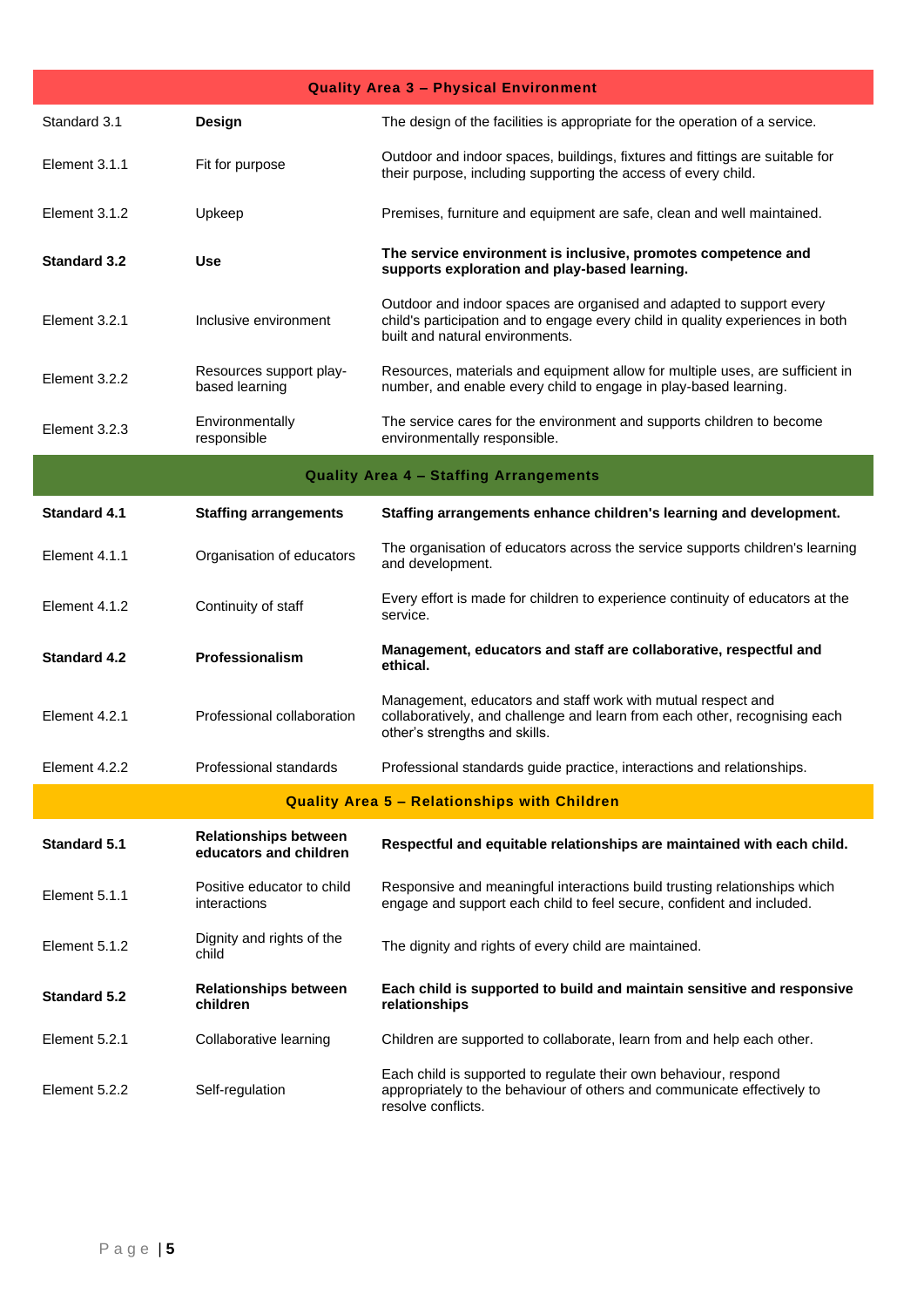| Quality Area 3 – Physical Environment | | |
|---|---|---|
| Standard 3.1 | **Design** | The design of the facilities is appropriate for the operation of a service. |
| Element 3.1.1 | Fit for purpose | Outdoor and indoor spaces, buildings, fixtures and fittings are suitable for their purpose, including supporting the access of every child. |
| Element 3.1.2 | Upkeep | Premises, furniture and equipment are safe, clean and well maintained. |
| **Standard 3.2** | **Use** | **The service environment is inclusive, promotes competence and supports exploration and play-based learning.** |
| Element 3.2.1 | Inclusive environment | Outdoor and indoor spaces are organised and adapted to support every child's participation and to engage every child in quality experiences in both built and natural environments. |
| Element 3.2.2 | Resources support play-based learning | Resources, materials and equipment allow for multiple uses, are sufficient in number, and enable every child to engage in play-based learning. |
| Element 3.2.3 | Environmentally responsible | The service cares for the environment and supports children to become environmentally responsible. |

| Quality Area 4 – Staffing Arrangements | | |
|---|---|---|
| **Standard 4.1** | **Staffing arrangements** | **Staffing arrangements enhance children's learning and development.** |
| Element 4.1.1 | Organisation of educators | The organisation of educators across the service supports children's learning and development. |
| Element 4.1.2 | Continuity of staff | Every effort is made for children to experience continuity of educators at the service. |
| **Standard 4.2** | **Professionalism** | **Management, educators and staff are collaborative, respectful and ethical.** |
| Element 4.2.1 | Professional collaboration | Management, educators and staff work with mutual respect and collaboratively, and challenge and learn from each other, recognising each other's strengths and skills. |
| Element 4.2.2 | Professional standards | Professional standards guide practice, interactions and relationships. |

| Quality Area 5 – Relationships with Children | | |
|---|---|---|
| **Standard 5.1** | **Relationships between educators and children** | **Respectful and equitable relationships are maintained with each child.** |
| Element 5.1.1 | Positive educator to child interactions | Responsive and meaningful interactions build trusting relationships which engage and support each child to feel secure, confident and included. |
| Element 5.1.2 | Dignity and rights of the child | The dignity and rights of every child are maintained. |
| **Standard 5.2** | **Relationships between children** | **Each child is supported to build and maintain sensitive and responsive relationships** |
| Element 5.2.1 | Collaborative learning | Children are supported to collaborate, learn from and help each other. |
| Element 5.2.2 | Self-regulation | Each child is supported to regulate their own behaviour, respond appropriately to the behaviour of others and communicate effectively to resolve conflicts. |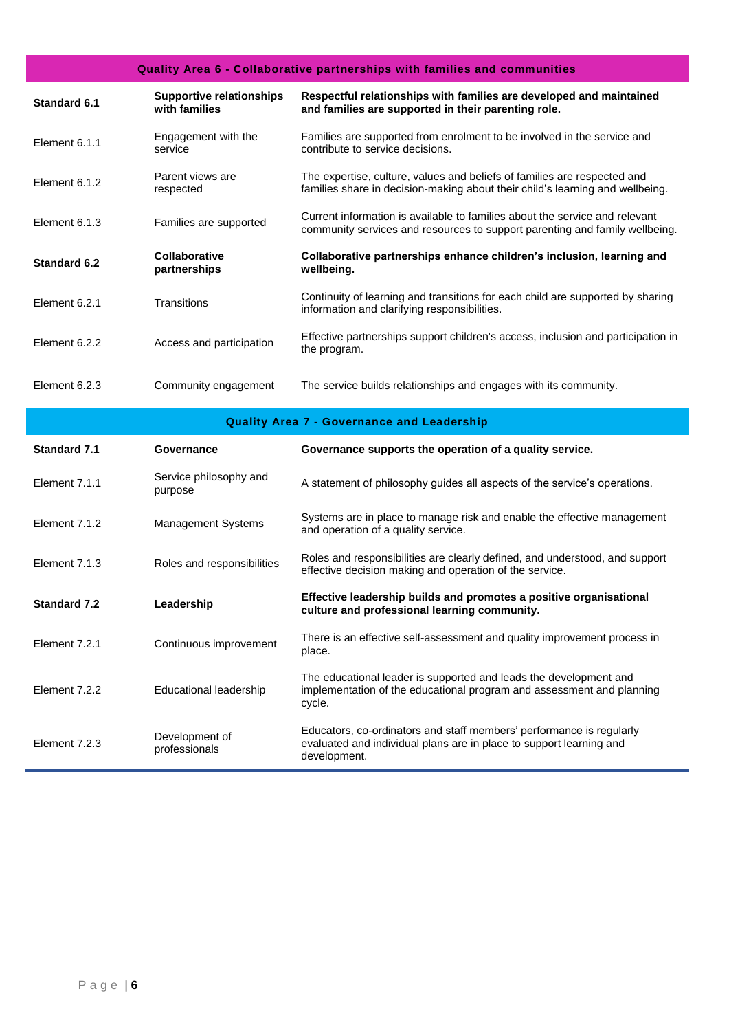| Quality Area 6 - Collaborative partnerships with families and communities | | |
|---|---|---|
| **Standard 6.1** | **Supportive relationships with families** | **Respectful relationships with families are developed and maintained and families are supported in their parenting role.** |
| Element 6.1.1 | Engagement with the service | Families are supported from enrolment to be involved in the service and contribute to service decisions. |
| Element 6.1.2 | Parent views are respected | The expertise, culture, values and beliefs of families are respected and families share in decision-making about their child's learning and wellbeing. |
| Element 6.1.3 | Families are supported | Current information is available to families about the service and relevant community services and resources to support parenting and family wellbeing. |
| **Standard 6.2** | **Collaborative partnerships** | **Collaborative partnerships enhance children's inclusion, learning and wellbeing.** |
| Element 6.2.1 | Transitions | Continuity of learning and transitions for each child are supported by sharing information and clarifying responsibilities. |
| Element 6.2.2 | Access and participation | Effective partnerships support children's access, inclusion and participation in the program. |
| Element 6.2.3 | Community engagement | The service builds relationships and engages with its community. |

| Quality Area 7 - Governance and Leadership | | |
|---|---|---|
| **Standard 7.1** | **Governance** | **Governance supports the operation of a quality service.** |
| Element 7.1.1 | Service philosophy and purpose | A statement of philosophy guides all aspects of the service's operations. |
| Element 7.1.2 | Management Systems | Systems are in place to manage risk and enable the effective management and operation of a quality service. |
| Element 7.1.3 | Roles and responsibilities | Roles and responsibilities are clearly defined, and understood, and support effective decision making and operation of the service. |
| **Standard 7.2** | **Leadership** | **Effective leadership builds and promotes a positive organisational culture and professional learning community.** |
| Element 7.2.1 | Continuous improvement | There is an effective self-assessment and quality improvement process in place. |
| Element 7.2.2 | Educational leadership | The educational leader is supported and leads the development and implementation of the educational program and assessment and planning cycle. |
| Element 7.2.3 | Development of professionals | Educators, co-ordinators and staff members' performance is regularly evaluated and individual plans are in place to support learning and development. |